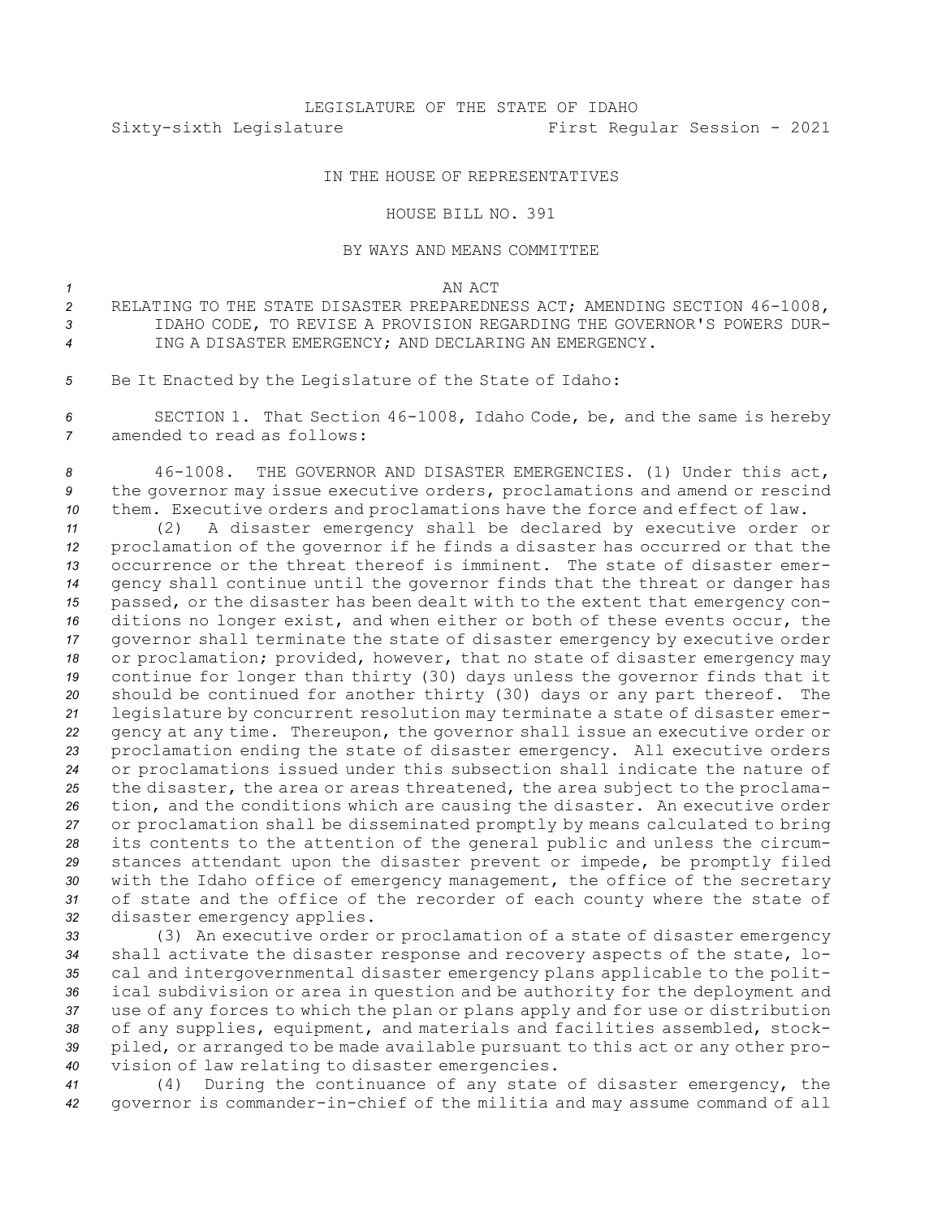LEGISLATURE OF THE STATE OF IDAHO

Sixty-sixth Legislature First Regular Session - 2021

IN THE HOUSE OF REPRESENTATIVES

HOUSE BILL NO. 391

BY WAYS AND MEANS COMMITTEE

AN ACT

RELATING TO THE STATE DISASTER PREPAREDNESS ACT; AMENDING SECTION 46-1008, IDAHO CODE, TO REVISE A PROVISION REGARDING THE GOVERNOR'S POWERS DURING A DISASTER EMERGENCY; AND DECLARING AN EMERGENCY.

Be It Enacted by the Legislature of the State of Idaho:

SECTION 1. That Section 46-1008, Idaho Code, be, and the same is hereby amended to read as follows:

46-1008. THE GOVERNOR AND DISASTER EMERGENCIES. (1) Under this act, the governor may issue executive orders, proclamations and amend or rescind them. Executive orders and proclamations have the force and effect of law.

(2) A disaster emergency shall be declared by executive order or proclamation of the governor if he finds a disaster has occurred or that the occurrence or the threat thereof is imminent. The state of disaster emergency shall continue until the governor finds that the threat or danger has passed, or the disaster has been dealt with to the extent that emergency conditions no longer exist, and when either or both of these events occur, the governor shall terminate the state of disaster emergency by executive order or proclamation; provided, however, that no state of disaster emergency may continue for longer than thirty (30) days unless the governor finds that it should be continued for another thirty (30) days or any part thereof. The legislature by concurrent resolution may terminate a state of disaster emergency at any time. Thereupon, the governor shall issue an executive order or proclamation ending the state of disaster emergency. All executive orders or proclamations issued under this subsection shall indicate the nature of the disaster, the area or areas threatened, the area subject to the proclamation, and the conditions which are causing the disaster. An executive order or proclamation shall be disseminated promptly by means calculated to bring its contents to the attention of the general public and unless the circumstances attendant upon the disaster prevent or impede, be promptly filed with the Idaho office of emergency management, the office of the secretary of state and the office of the recorder of each county where the state of disaster emergency applies.

(3) An executive order or proclamation of a state of disaster emergency shall activate the disaster response and recovery aspects of the state, local and intergovernmental disaster emergency plans applicable to the political subdivision or area in question and be authority for the deployment and use of any forces to which the plan or plans apply and for use or distribution of any supplies, equipment, and materials and facilities assembled, stockpiled, or arranged to be made available pursuant to this act or any other provision of law relating to disaster emergencies.

(4) During the continuance of any state of disaster emergency, the governor is commander-in-chief of the militia and may assume command of all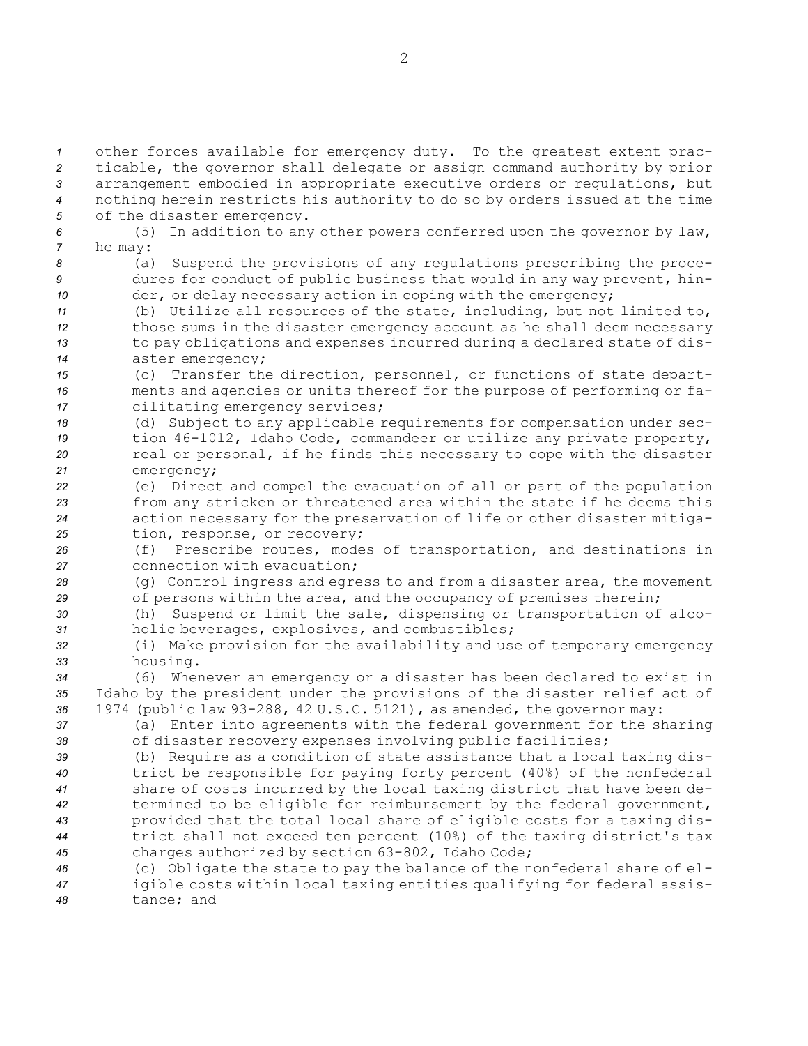other forces available for emergency duty. To the greatest extent practicable, the governor shall delegate or assign command authority by prior arrangement embodied in appropriate executive orders or regulations, but nothing herein restricts his authority to do so by orders issued at the time of the disaster emergency.

(5) In addition to any other powers conferred upon the governor by law, he may:

(a) Suspend the provisions of any regulations prescribing the procedures for conduct of public business that would in any way prevent, hinder, or delay necessary action in coping with the emergency;

(b) Utilize all resources of the state, including, but not limited to, those sums in the disaster emergency account as he shall deem necessary to pay obligations and expenses incurred during a declared state of disaster emergency;

(c) Transfer the direction, personnel, or functions of state departments and agencies or units thereof for the purpose of performing or facilitating emergency services;

(d) Subject to any applicable requirements for compensation under section 46-1012, Idaho Code, commandeer or utilize any private property, real or personal, if he finds this necessary to cope with the disaster emergency;

(e) Direct and compel the evacuation of all or part of the population from any stricken or threatened area within the state if he deems this action necessary for the preservation of life or other disaster mitigation, response, or recovery;

(f) Prescribe routes, modes of transportation, and destinations in connection with evacuation;

(g) Control ingress and egress to and from a disaster area, the movement of persons within the area, and the occupancy of premises therein;

(h) Suspend or limit the sale, dispensing or transportation of alcoholic beverages, explosives, and combustibles;

(i) Make provision for the availability and use of temporary emergency housing.

(6) Whenever an emergency or a disaster has been declared to exist in Idaho by the president under the provisions of the disaster relief act of 1974 (public law 93-288, 42 U.S.C. 5121), as amended, the governor may:

(a) Enter into agreements with the federal government for the sharing of disaster recovery expenses involving public facilities;

(b) Require as a condition of state assistance that a local taxing district be responsible for paying forty percent (40%) of the nonfederal share of costs incurred by the local taxing district that have been determined to be eligible for reimbursement by the federal government, provided that the total local share of eligible costs for a taxing district shall not exceed ten percent (10%) of the taxing district's tax charges authorized by section 63-802, Idaho Code;

(c) Obligate the state to pay the balance of the nonfederal share of eligible costs within local taxing entities qualifying for federal assistance; and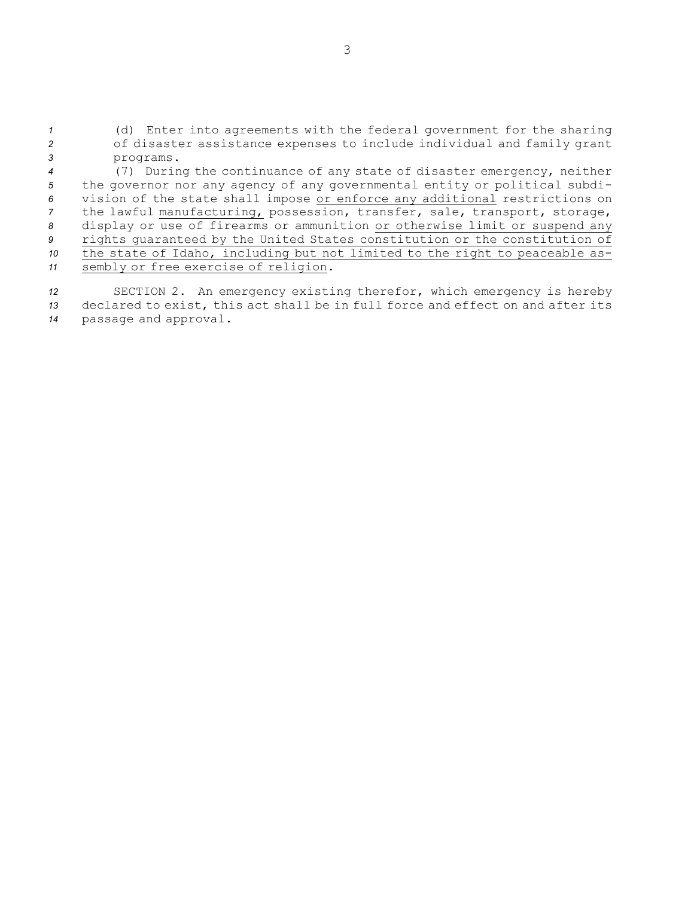(d) Enter into agreements with the federal government for the sharing of disaster assistance expenses to include individual and family grant programs.

(7) During the continuance of any state of disaster emergency, neither the governor nor any agency of any governmental entity or political subdivision of the state shall impose or enforce any additional restrictions on the lawful manufacturing, possession, transfer, sale, transport, storage, display or use of firearms or ammunition or otherwise limit or suspend any rights guaranteed by the United States constitution or the constitution of the state of Idaho, including but not limited to the right to peaceable assembly or free exercise of religion.

SECTION 2. An emergency existing therefor, which emergency is hereby declared to exist, this act shall be in full force and effect on and after its passage and approval.